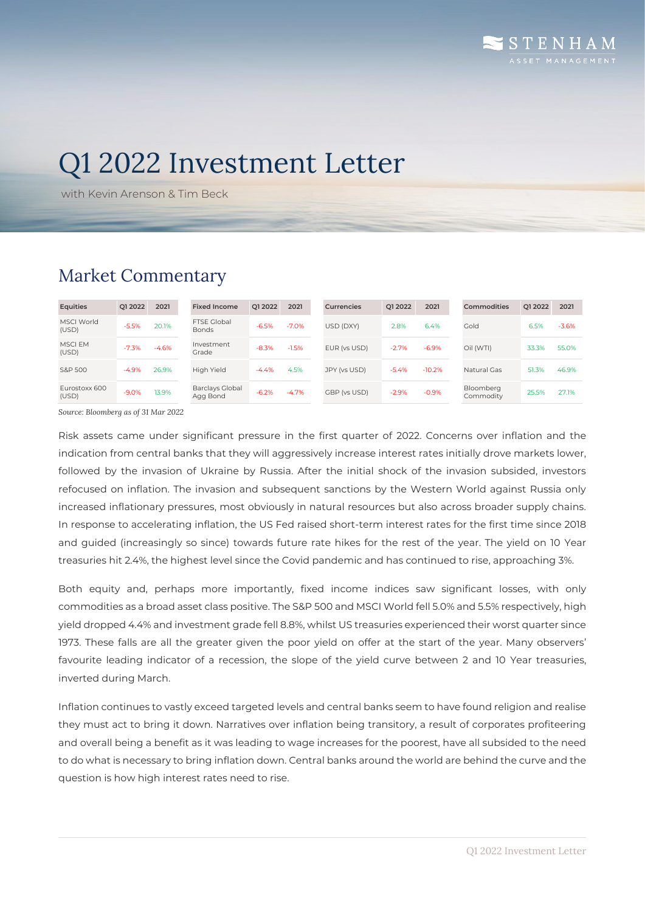# Q1 2022 Investment Letter

with Kevin Arenson & Tim Beck

## Market Commentary

| Equities | Q1 2022 | 2021 |
|---|---|---|
| MSCI World (USD) | -5.5% | 20.1% |
| MSCI EM (USD) | -7.3% | -4.6% |
| S&P 500 | -4.9% | 26.9% |
| Eurostoxx 600 (USD) | -9.0% | 13.9% |

| Fixed Income | Q1 2022 | 2021 |
|---|---|---|
| FTSE Global Bonds | -6.5% | -7.0% |
| Investment Grade | -8.3% | -1.5% |
| High Yield | -4.4% | 4.5% |
| Barclays Global Agg Bond | -6.2% | -4.7% |

| Currencies | Q1 2022 | 2021 |
|---|---|---|
| USD (DXY) | 2.8% | 6.4% |
| EUR (vs USD) | -2.7% | -6.9% |
| JPY (vs USD) | -5.4% | -10.2% |
| GBP (vs USD) | -2.9% | -0.9% |

| Commodities | Q1 2022 | 2021 |
|---|---|---|
| Gold | 6.5% | -3.6% |
| Oil (WTI) | 33.3% | 55.0% |
| Natural Gas | 51.3% | 46.9% |
| Bloomberg Commodity | 25.5% | 27.1% |

*Source: Bloomberg as of 31 Mar 2022*

Risk assets came under significant pressure in the first quarter of 2022. Concerns over inflation and the indication from central banks that they will aggressively increase interest rates initially drove markets lower, followed by the invasion of Ukraine by Russia. After the initial shock of the invasion subsided, investors refocused on inflation. The invasion and subsequent sanctions by the Western World against Russia only increased inflationary pressures, most obviously in natural resources but also across broader supply chains. In response to accelerating inflation, the US Fed raised short-term interest rates for the first time since 2018 and guided (increasingly so since) towards future rate hikes for the rest of the year. The yield on 10 Year treasuries hit 2.4%, the highest level since the Covid pandemic and has continued to rise, approaching 3%.

Both equity and, perhaps more importantly, fixed income indices saw significant losses, with only commodities as a broad asset class positive. The S&P 500 and MSCI World fell 5.0% and 5.5% respectively, high yield dropped 4.4% and investment grade fell 8.8%, whilst US treasuries experienced their worst quarter since 1973. These falls are all the greater given the poor yield on offer at the start of the year. Many observers' favourite leading indicator of a recession, the slope of the yield curve between 2 and 10 Year treasuries, inverted during March.

Inflation continues to vastly exceed targeted levels and central banks seem to have found religion and realise they must act to bring it down. Narratives over inflation being transitory, a result of corporates profiteering and overall being a benefit as it was leading to wage increases for the poorest, have all subsided to the need to do what is necessary to bring inflation down. Central banks around the world are behind the curve and the question is how high interest rates need to rise.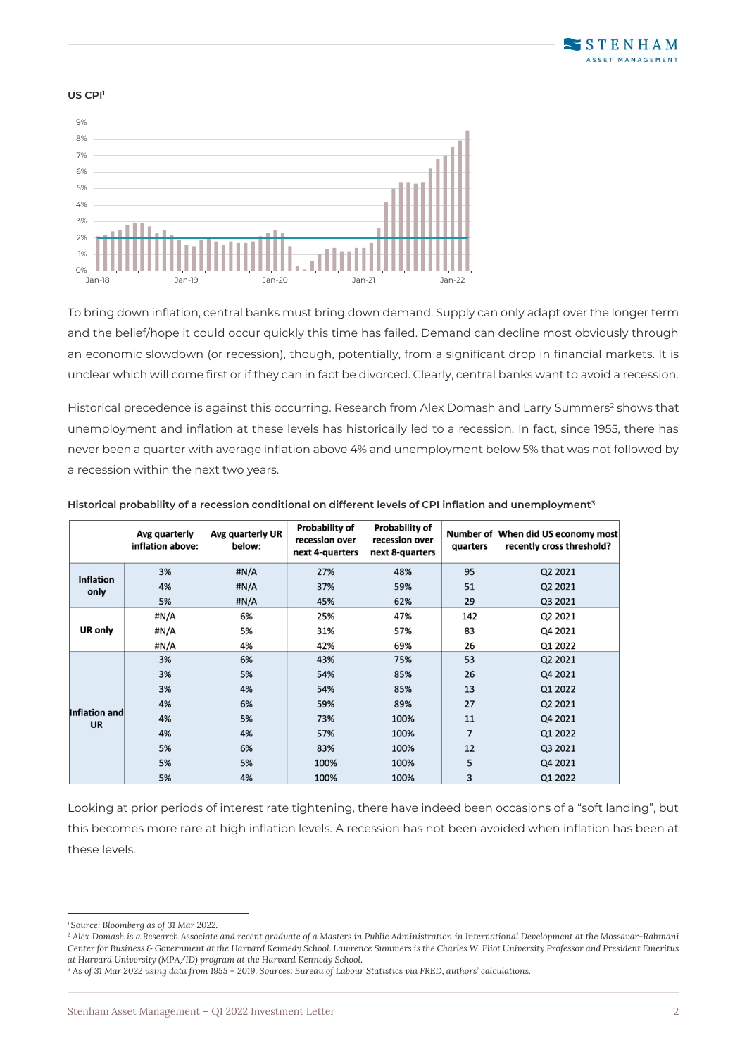**US CPI**[1]

To bring down inflation, central banks must bring down demand. Supply can only adapt over the longer term and the belief/hope it could occur quickly this time has failed. Demand can decline most obviously through an economic slowdown (or recession), though, potentially, from a significant drop in financial markets. It is unclear which will come first or if they can in fact be divorced. Clearly, central banks want to avoid a recession.

Historical precedence is against this occurring. Research from Alex Domash and Larry Summers[2] shows that unemployment and inflation at these levels has historically led to a recession. In fact, since 1955, there has never been a quarter with average inflation above 4% and unemployment below 5% that was not followed by a recession within the next two years.

**Historical probability of a recession conditional on different levels of CPI inflation and unemployment**[3]

| | Avg quarterly inflation above: | Avg quarterly UR below: | Probability of recession over next 4-quarters | Probability of recession over next 8-quarters | Number of quarters | When did US economy most recently cross threshold? |
|---|---|---|---|---|---|---|
| Inflation only | 3% | #N/A | 27% | 48% | 95 | Q2 2021 |
| | 4% | #N/A | 37% | 59% | 51 | Q2 2021 |
| | 5% | #N/A | 45% | 62% | 29 | Q3 2021 |
| UR only | #N/A | 6% | 25% | 47% | 142 | Q2 2021 |
| | #N/A | 5% | 31% | 57% | 83 | Q4 2021 |
| | #N/A | 4% | 42% | 69% | 26 | Q1 2022 |
| Inflation and UR | 3% | 6% | 43% | 75% | 53 | Q2 2021 |
| | 3% | 5% | 54% | 85% | 26 | Q4 2021 |
| | 3% | 4% | 54% | 85% | 13 | Q1 2022 |
| | 4% | 6% | 59% | 89% | 27 | Q2 2021 |
| | 4% | 5% | 73% | 100% | 11 | Q4 2021 |
| | 4% | 4% | 57% | 100% | 7 | Q1 2022 |
| | 5% | 6% | 83% | 100% | 12 | Q3 2021 |
| | 5% | 5% | 100% | 100% | 5 | Q4 2021 |
| | 5% | 4% | 100% | 100% | 3 | Q1 2022 |

Looking at prior periods of interest rate tightening, there have indeed been occasions of a "soft landing", but this becomes more rare at high inflation levels. A recession has not been avoided when inflation has been at these levels.

---

[1] *Source: Bloomberg as of 31 Mar 2022.*

[2] *Alex Domash is a Research Associate and recent graduate of a Masters in Public Administration in International Development at the Mossavar-Rahmani Center for Business & Government at the Harvard Kennedy School. Lawrence Summers is the Charles W. Eliot University Professor and President Emeritus at Harvard University (MPA/ID) program at the Harvard Kennedy School.*

[3] *As of 31 Mar 2022 using data from 1955 – 2019. Sources: Bureau of Labour Statistics via FRED, authors' calculations.*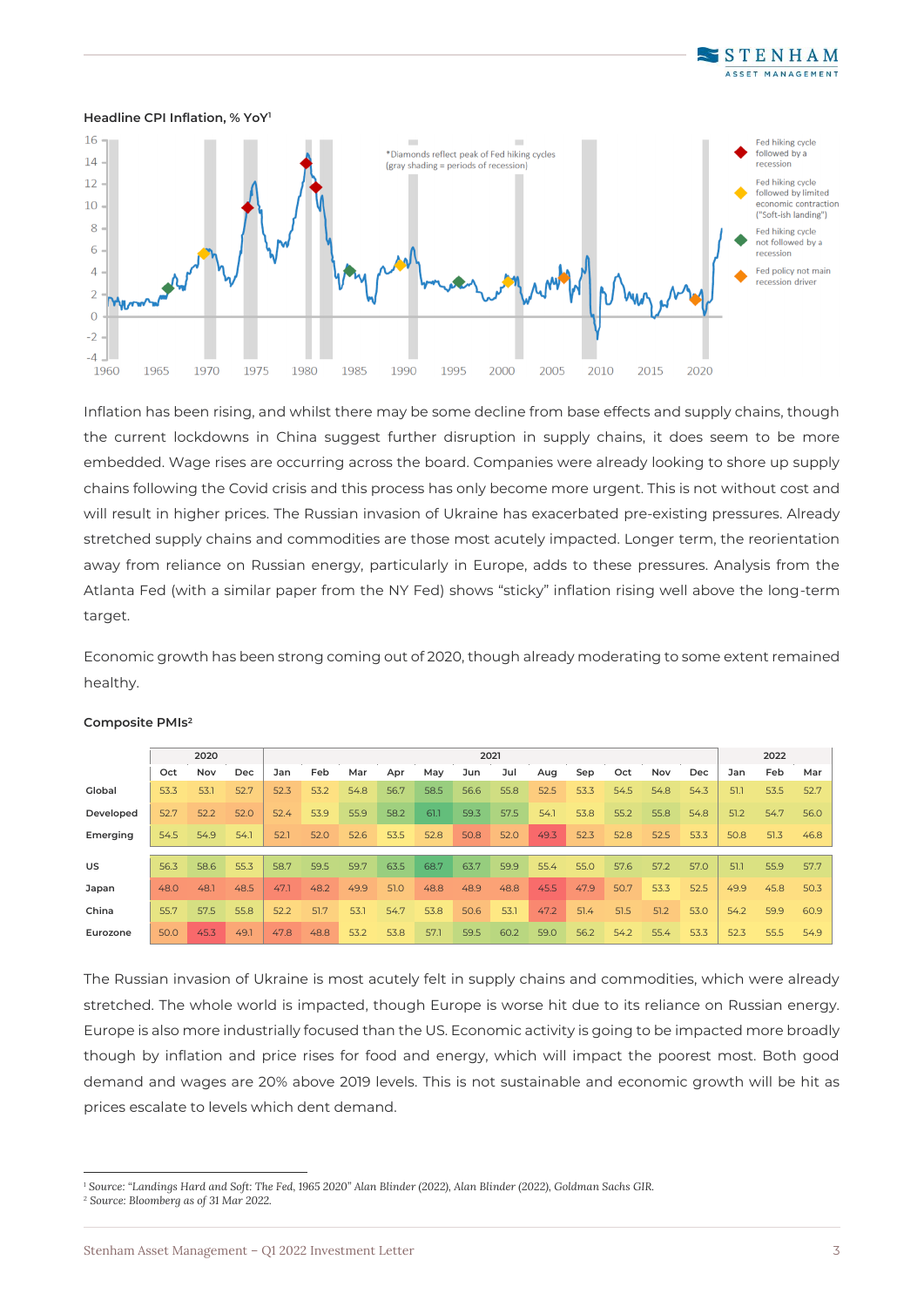**Headline CPI Inflation, % YoY**[1]

*Diamonds reflect peak of Fed hiking cycles (gray shading = periods of recession)

Fed hiking cycle followed by a recession

Fed hiking cycle followed by limited economic contraction ("Soft-ish landing")

Fed hiking cycle not followed by a recession

Fed policy not main recession driver

Inflation has been rising, and whilst there may be some decline from base effects and supply chains, though the current lockdowns in China suggest further disruption in supply chains, it does seem to be more embedded. Wage rises are occurring across the board. Companies were already looking to shore up supply chains following the Covid crisis and this process has only become more urgent. This is not without cost and will result in higher prices. The Russian invasion of Ukraine has exacerbated pre-existing pressures. Already stretched supply chains and commodities are those most acutely impacted. Longer term, the reorientation away from reliance on Russian energy, particularly in Europe, adds to these pressures. Analysis from the Atlanta Fed (with a similar paper from the NY Fed) shows "sticky" inflation rising well above the long-term target.

Economic growth has been strong coming out of 2020, though already moderating to some extent remained healthy.

**Composite PMIs**[2]

| | 2020 | | | 2021 | | | | | | | | | | | | 2022 | | |
|---|---|---|---|---|---|---|---|---|---|---|---|---|---|---|---|---|---|---|
| | Oct | Nov | Dec | Jan | Feb | Mar | Apr | May | Jun | Jul | Aug | Sep | Oct | Nov | Dec | Jan | Feb | Mar |
| Global | 53.3 | 53.1 | 52.7 | 52.3 | 53.2 | 54.8 | 56.7 | 58.5 | 56.6 | 55.8 | 52.5 | 53.3 | 54.5 | 54.8 | 54.3 | 51.1 | 53.5 | 52.7 |
| Developed | 52.7 | 52.2 | 52.0 | 52.4 | 53.9 | 55.9 | 58.2 | 61.1 | 59.3 | 57.5 | 54.1 | 53.8 | 55.2 | 55.8 | 54.8 | 51.2 | 54.7 | 56.0 |
| Emerging | 54.5 | 54.9 | 54.1 | 52.1 | 52.0 | 52.6 | 53.5 | 52.8 | 50.8 | 52.0 | 49.3 | 52.3 | 52.8 | 52.5 | 53.3 | 50.8 | 51.3 | 46.8 |
| US | 56.3 | 58.6 | 55.3 | 58.7 | 59.5 | 59.7 | 63.5 | 68.7 | 63.7 | 59.9 | 55.4 | 55.0 | 57.6 | 57.2 | 57.0 | 51.1 | 55.9 | 57.7 |
| Japan | 48.0 | 48.1 | 48.5 | 47.1 | 48.2 | 49.9 | 51.0 | 48.8 | 48.9 | 48.8 | 45.5 | 47.9 | 50.7 | 53.3 | 52.5 | 49.9 | 45.8 | 50.3 |
| China | 55.7 | 57.5 | 55.8 | 52.2 | 51.7 | 53.1 | 54.7 | 53.8 | 50.6 | 53.1 | 47.2 | 51.4 | 51.5 | 51.2 | 53.0 | 54.2 | 59.9 | 60.9 |
| Eurozone | 50.0 | 45.3 | 49.1 | 47.8 | 48.8 | 53.2 | 53.8 | 57.1 | 59.5 | 60.2 | 59.0 | 56.2 | 54.2 | 55.4 | 53.3 | 52.3 | 55.5 | 54.9 |

The Russian invasion of Ukraine is most acutely felt in supply chains and commodities, which were already stretched. The whole world is impacted, though Europe is worse hit due to its reliance on Russian energy. Europe is also more industrially focused than the US. Economic activity is going to be impacted more broadly though by inflation and price rises for food and energy, which will impact the poorest most. Both good demand and wages are 20% above 2019 levels. This is not sustainable and economic growth will be hit as prices escalate to levels which dent demand.

[1] *Source: "Landings Hard and Soft: The Fed, 1965 2020" Alan Blinder (2022), Alan Blinder (2022), Goldman Sachs GIR.*
[2] *Source: Bloomberg as of 31 Mar 2022.*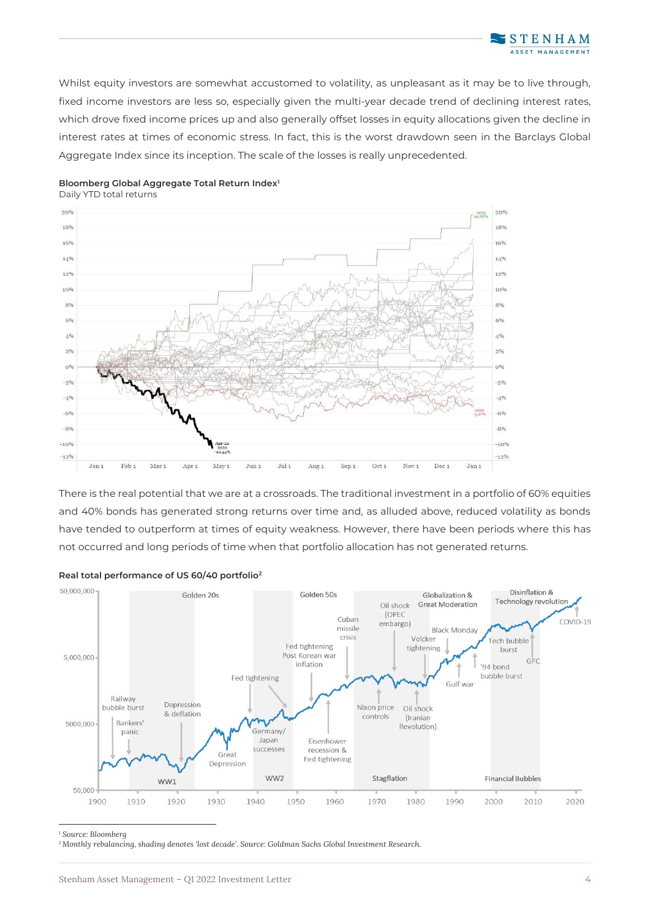Whilst equity investors are somewhat accustomed to volatility, as unpleasant as it may be to live through, fixed income investors are less so, especially given the multi-year decade trend of declining interest rates, which drove fixed income prices up and also generally offset losses in equity allocations given the decline in interest rates at times of economic stress. In fact, this is the worst drawdown seen in the Barclays Global Aggregate Index since its inception. The scale of the losses is really unprecedented.

**Bloomberg Global Aggregate Total Return Index**[1]
Daily YTD total returns

There is the real potential that we are at a crossroads. The traditional investment in a portfolio of 60% equities and 40% bonds has generated strong returns over time and, as alluded above, reduced volatility as bonds have tended to outperform at times of equity weakness. However, there have been periods where this has not occurred and long periods of time when that portfolio allocation has not generated returns.

**Real total performance of US 60/40 portfolio**[2]

---

[1] Source: Bloomberg

[2] Monthly rebalancing, shading denotes 'lost decade'. Source: Goldman Sachs Global Investment Research.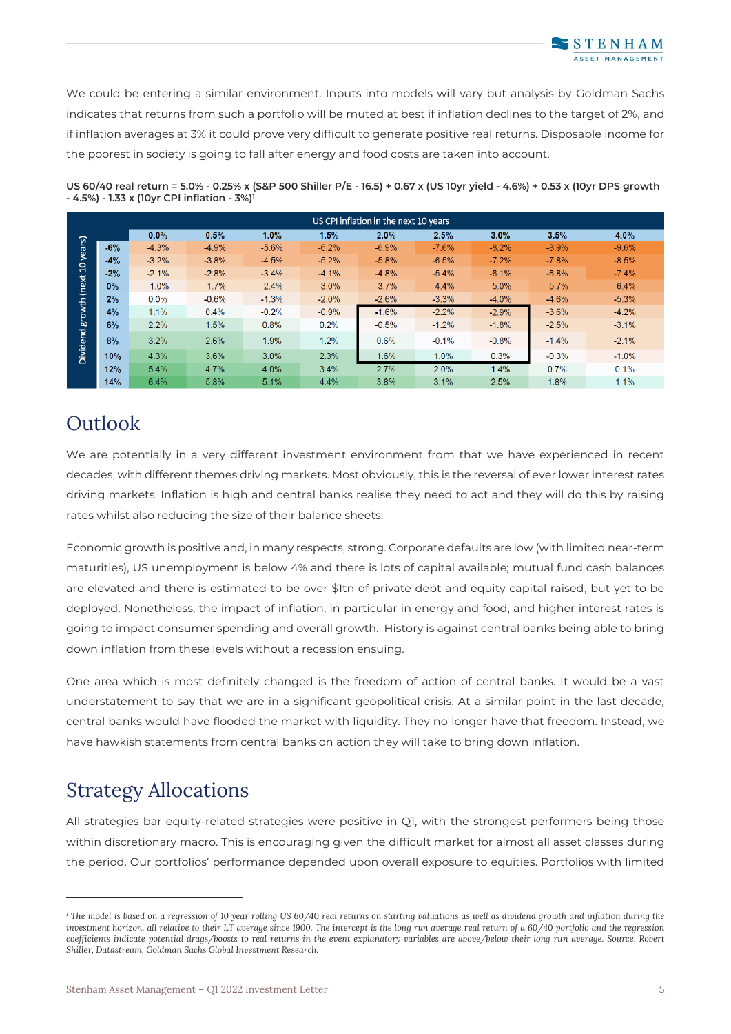We could be entering a similar environment. Inputs into models will vary but analysis by Goldman Sachs indicates that returns from such a portfolio will be muted at best if inflation declines to the target of 2%, and if inflation averages at 3% it could prove very difficult to generate positive real returns. Disposable income for the poorest in society is going to fall after energy and food costs are taken into account.

**US 60/40 real return = 5.0% - 0.25% x (S&P 500 Shiller P/E - 16.5) + 0.67 x (US 10yr yield - 4.6%) + 0.53 x (10yr DPS growth - 4.5%) - 1.33 x (10yr CPI inflation - 3%)**[1]

| Dividend growth (next 10 years) | US CPI inflation in the next 10 years | | | | | | | | |
|---|---|---|---|---|---|---|---|---|---|
| | 0.0% | 0.5% | 1.0% | 1.5% | 2.0% | 2.5% | 3.0% | 3.5% | 4.0% |
| -6% | -4.3% | -4.9% | -5.6% | -6.2% | -6.9% | -7.6% | -8.2% | -8.9% | -9.6% |
| -4% | -3.2% | -3.8% | -4.5% | -5.2% | -5.8% | -6.5% | -7.2% | -7.8% | -8.5% |
| -2% | -2.1% | -2.8% | -3.4% | -4.1% | -4.8% | -5.4% | -6.1% | -6.8% | -7.4% |
| 0% | -1.0% | -1.7% | -2.4% | -3.0% | -3.7% | -4.4% | -5.0% | -5.7% | -6.4% |
| 2% | 0.0% | -0.6% | -1.3% | -2.0% | -2.6% | -3.3% | -4.0% | -4.6% | -5.3% |
| 4% | 1.1% | 0.4% | -0.2% | -0.9% | -1.6% | -2.2% | -2.9% | -3.6% | -4.2% |
| 6% | 2.2% | 1.5% | 0.8% | 0.2% | -0.5% | -1.2% | -1.8% | -2.5% | -3.1% |
| 8% | 3.2% | 2.6% | 1.9% | 1.2% | 0.6% | -0.1% | -0.8% | -1.4% | -2.1% |
| 10% | 4.3% | 3.6% | 3.0% | 2.3% | 1.6% | 1.0% | 0.3% | -0.3% | -1.0% |
| 12% | 5.4% | 4.7% | 4.0% | 3.4% | 2.7% | 2.0% | 1.4% | 0.7% | 0.1% |
| 14% | 6.4% | 5.8% | 5.1% | 4.4% | 3.8% | 3.1% | 2.5% | 1.8% | 1.1% |

## Outlook

We are potentially in a very different investment environment from that we have experienced in recent decades, with different themes driving markets. Most obviously, this is the reversal of ever lower interest rates driving markets. Inflation is high and central banks realise they need to act and they will do this by raising rates whilst also reducing the size of their balance sheets.

Economic growth is positive and, in many respects, strong. Corporate defaults are low (with limited near-term maturities), US unemployment is below 4% and there is lots of capital available; mutual fund cash balances are elevated and there is estimated to be over $1tn of private debt and equity capital raised, but yet to be deployed. Nonetheless, the impact of inflation, in particular in energy and food, and higher interest rates is going to impact consumer spending and overall growth. History is against central banks being able to bring down inflation from these levels without a recession ensuing.

One area which is most definitely changed is the freedom of action of central banks. It would be a vast understatement to say that we are in a significant geopolitical crisis. At a similar point in the last decade, central banks would have flooded the market with liquidity. They no longer have that freedom. Instead, we have hawkish statements from central banks on action they will take to bring down inflation.

## Strategy Allocations

All strategies bar equity-related strategies were positive in Q1, with the strongest performers being those within discretionary macro. This is encouraging given the difficult market for almost all asset classes during the period. Our portfolios' performance depended upon overall exposure to equities. Portfolios with limited

---

[1] *The model is based on a regression of 10 year rolling US 60/40 real returns on starting valuations as well as dividend growth and inflation during the investment horizon, all relative to their LT average since 1900. The intercept is the long run average real return of a 60/40 portfolio and the regression coefficients indicate potential drags/boosts to real returns in the event explanatory variables are above/below their long run average. Source: Robert Shiller, Datastream, Goldman Sachs Global Investment Research.*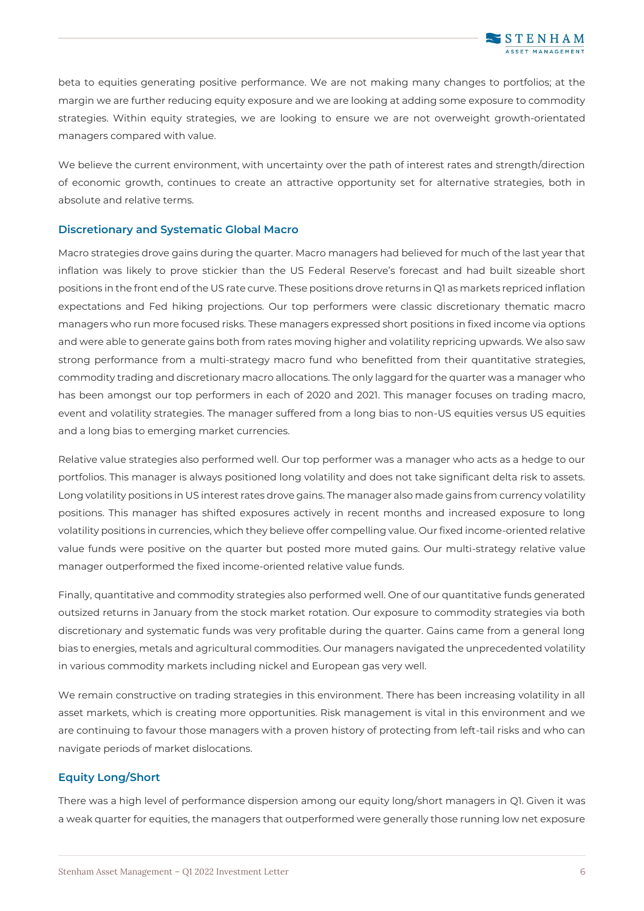beta to equities generating positive performance. We are not making many changes to portfolios; at the margin we are further reducing equity exposure and we are looking at adding some exposure to commodity strategies. Within equity strategies, we are looking to ensure we are not overweight growth-orientated managers compared with value.

We believe the current environment, with uncertainty over the path of interest rates and strength/direction of economic growth, continues to create an attractive opportunity set for alternative strategies, both in absolute and relative terms.

### Discretionary and Systematic Global Macro

Macro strategies drove gains during the quarter. Macro managers had believed for much of the last year that inflation was likely to prove stickier than the US Federal Reserve's forecast and had built sizeable short positions in the front end of the US rate curve. These positions drove returns in Q1 as markets repriced inflation expectations and Fed hiking projections. Our top performers were classic discretionary thematic macro managers who run more focused risks. These managers expressed short positions in fixed income via options and were able to generate gains both from rates moving higher and volatility repricing upwards. We also saw strong performance from a multi-strategy macro fund who benefitted from their quantitative strategies, commodity trading and discretionary macro allocations. The only laggard for the quarter was a manager who has been amongst our top performers in each of 2020 and 2021. This manager focuses on trading macro, event and volatility strategies. The manager suffered from a long bias to non-US equities versus US equities and a long bias to emerging market currencies.

Relative value strategies also performed well. Our top performer was a manager who acts as a hedge to our portfolios. This manager is always positioned long volatility and does not take significant delta risk to assets. Long volatility positions in US interest rates drove gains. The manager also made gains from currency volatility positions. This manager has shifted exposures actively in recent months and increased exposure to long volatility positions in currencies, which they believe offer compelling value. Our fixed income-oriented relative value funds were positive on the quarter but posted more muted gains. Our multi-strategy relative value manager outperformed the fixed income-oriented relative value funds.

Finally, quantitative and commodity strategies also performed well. One of our quantitative funds generated outsized returns in January from the stock market rotation. Our exposure to commodity strategies via both discretionary and systematic funds was very profitable during the quarter. Gains came from a general long bias to energies, metals and agricultural commodities. Our managers navigated the unprecedented volatility in various commodity markets including nickel and European gas very well.

We remain constructive on trading strategies in this environment. There has been increasing volatility in all asset markets, which is creating more opportunities. Risk management is vital in this environment and we are continuing to favour those managers with a proven history of protecting from left-tail risks and who can navigate periods of market dislocations.

### Equity Long/Short

There was a high level of performance dispersion among our equity long/short managers in Q1. Given it was a weak quarter for equities, the managers that outperformed were generally those running low net exposure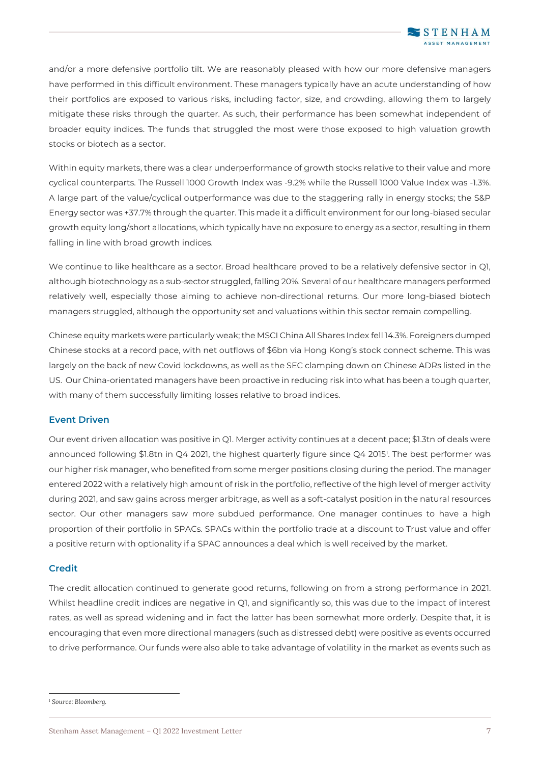and/or a more defensive portfolio tilt. We are reasonably pleased with how our more defensive managers have performed in this difficult environment. These managers typically have an acute understanding of how their portfolios are exposed to various risks, including factor, size, and crowding, allowing them to largely mitigate these risks through the quarter. As such, their performance has been somewhat independent of broader equity indices. The funds that struggled the most were those exposed to high valuation growth stocks or biotech as a sector.

Within equity markets, there was a clear underperformance of growth stocks relative to their value and more cyclical counterparts. The Russell 1000 Growth Index was -9.2% while the Russell 1000 Value Index was -1.3%. A large part of the value/cyclical outperformance was due to the staggering rally in energy stocks; the S&P Energy sector was +37.7% through the quarter. This made it a difficult environment for our long-biased secular growth equity long/short allocations, which typically have no exposure to energy as a sector, resulting in them falling in line with broad growth indices.

We continue to like healthcare as a sector. Broad healthcare proved to be a relatively defensive sector in Q1, although biotechnology as a sub-sector struggled, falling 20%. Several of our healthcare managers performed relatively well, especially those aiming to achieve non-directional returns. Our more long-biased biotech managers struggled, although the opportunity set and valuations within this sector remain compelling.

Chinese equity markets were particularly weak; the MSCI China All Shares Index fell 14.3%. Foreigners dumped Chinese stocks at a record pace, with net outflows of $6bn via Hong Kong's stock connect scheme. This was largely on the back of new Covid lockdowns, as well as the SEC clamping down on Chinese ADRs listed in the US. Our China-orientated managers have been proactive in reducing risk into what has been a tough quarter, with many of them successfully limiting losses relative to broad indices.

### Event Driven

Our event driven allocation was positive in Q1. Merger activity continues at a decent pace; $1.3tn of deals were announced following $1.8tn in Q4 2021, the highest quarterly figure since Q4 2015[1]. The best performer was our higher risk manager, who benefited from some merger positions closing during the period. The manager entered 2022 with a relatively high amount of risk in the portfolio, reflective of the high level of merger activity during 2021, and saw gains across merger arbitrage, as well as a soft-catalyst position in the natural resources sector. Our other managers saw more subdued performance. One manager continues to have a high proportion of their portfolio in SPACs. SPACs within the portfolio trade at a discount to Trust value and offer a positive return with optionality if a SPAC announces a deal which is well received by the market.

### Credit

The credit allocation continued to generate good returns, following on from a strong performance in 2021. Whilst headline credit indices are negative in Q1, and significantly so, this was due to the impact of interest rates, as well as spread widening and in fact the latter has been somewhat more orderly. Despite that, it is encouraging that even more directional managers (such as distressed debt) were positive as events occurred to drive performance. Our funds were also able to take advantage of volatility in the market as events such as

---

[1] *Source: Bloomberg.*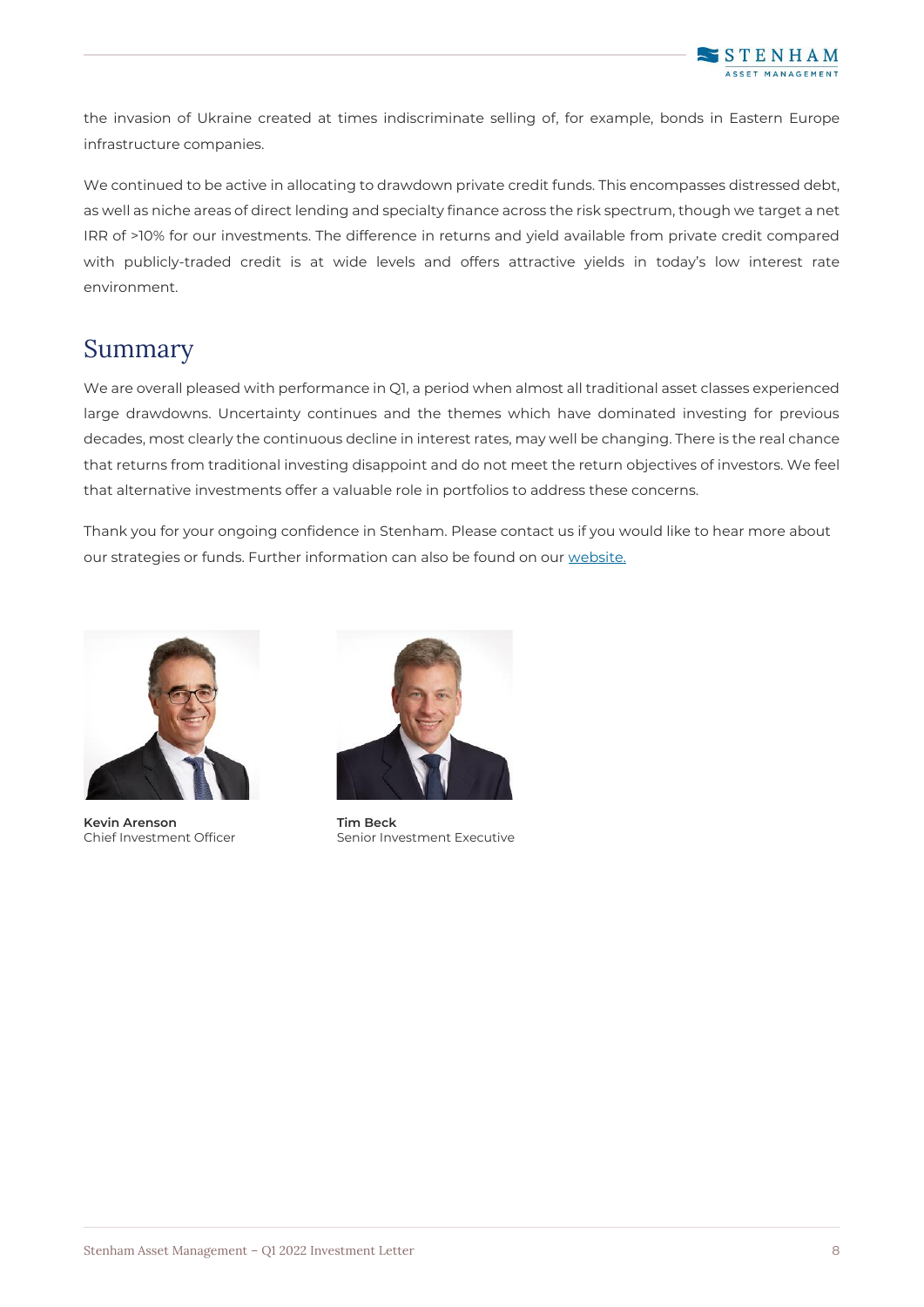the invasion of Ukraine created at times indiscriminate selling of, for example, bonds in Eastern Europe infrastructure companies.

We continued to be active in allocating to drawdown private credit funds. This encompasses distressed debt, as well as niche areas of direct lending and specialty finance across the risk spectrum, though we target a net IRR of >10% for our investments. The difference in returns and yield available from private credit compared with publicly-traded credit is at wide levels and offers attractive yields in today's low interest rate environment.

## Summary

We are overall pleased with performance in Q1, a period when almost all traditional asset classes experienced large drawdowns. Uncertainty continues and the themes which have dominated investing for previous decades, most clearly the continuous decline in interest rates, may well be changing. There is the real chance that returns from traditional investing disappoint and do not meet the return objectives of investors. We feel that alternative investments offer a valuable role in portfolios to address these concerns.

Thank you for your ongoing confidence in Stenham. Please contact us if you would like to hear more about our strategies or funds. Further information can also be found on our [website.]

**Kevin Arenson**
Chief Investment Officer

**Tim Beck**
Senior Investment Executive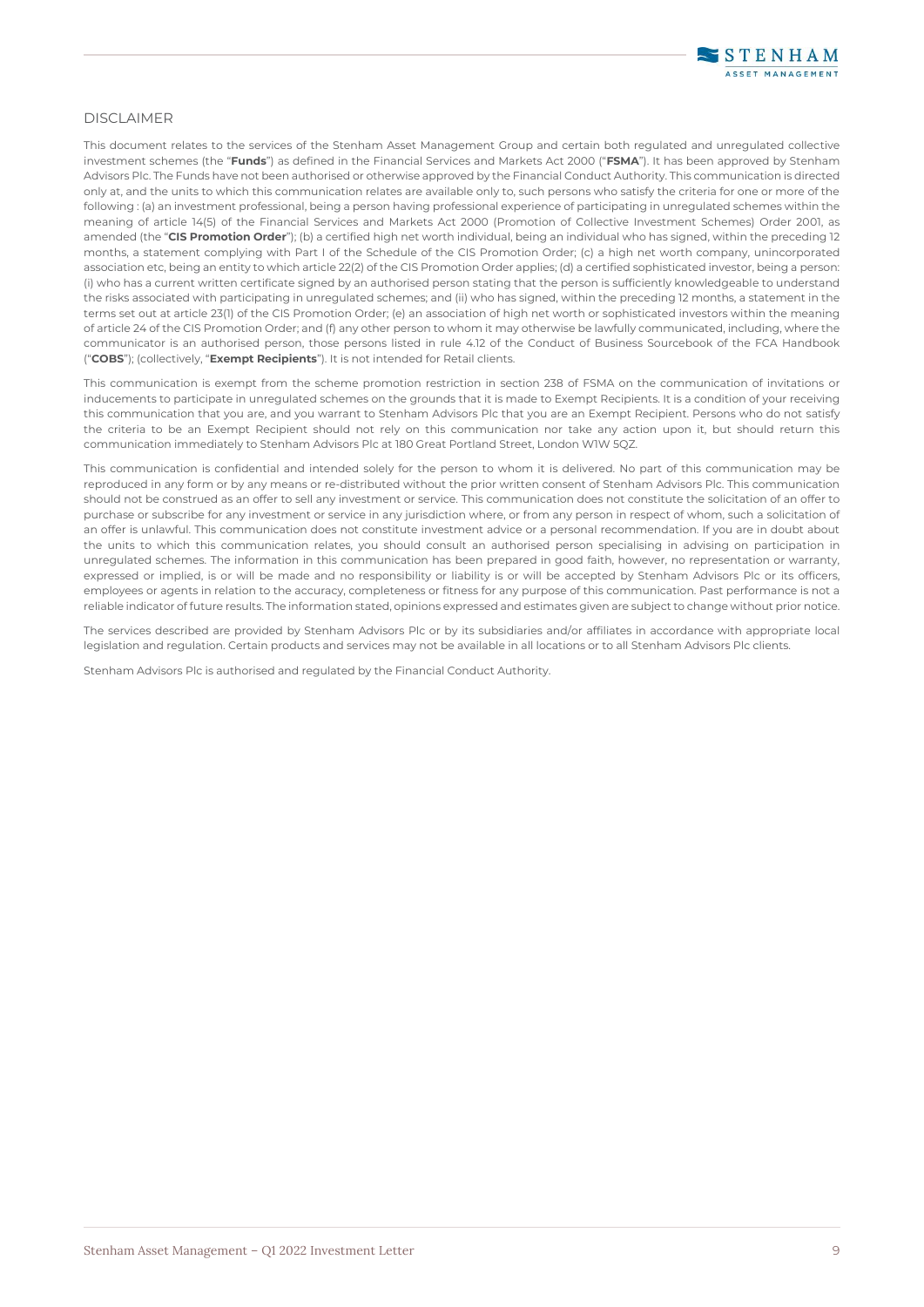## DISCLAIMER

This document relates to the services of the Stenham Asset Management Group and certain both regulated and unregulated collective investment schemes (the "**Funds**") as defined in the Financial Services and Markets Act 2000 ("**FSMA**"). It has been approved by Stenham Advisors Plc. The Funds have not been authorised or otherwise approved by the Financial Conduct Authority. This communication is directed only at, and the units to which this communication relates are available only to, such persons who satisfy the criteria for one or more of the following : (a) an investment professional, being a person having professional experience of participating in unregulated schemes within the meaning of article 14(5) of the Financial Services and Markets Act 2000 (Promotion of Collective Investment Schemes) Order 2001, as amended (the "**CIS Promotion Order**"); (b) a certified high net worth individual, being an individual who has signed, within the preceding 12 months, a statement complying with Part I of the Schedule of the CIS Promotion Order; (c) a high net worth company, unincorporated association etc, being an entity to which article 22(2) of the CIS Promotion Order applies; (d) a certified sophisticated investor, being a person: (i) who has a current written certificate signed by an authorised person stating that the person is sufficiently knowledgeable to understand the risks associated with participating in unregulated schemes; and (ii) who has signed, within the preceding 12 months, a statement in the terms set out at article 23(1) of the CIS Promotion Order; (e) an association of high net worth or sophisticated investors within the meaning of article 24 of the CIS Promotion Order; and (f) any other person to whom it may otherwise be lawfully communicated, including, where the communicator is an authorised person, those persons listed in rule 4.12 of the Conduct of Business Sourcebook of the FCA Handbook ("**COBS**"); (collectively, "**Exempt Recipients**"). It is not intended for Retail clients.

This communication is exempt from the scheme promotion restriction in section 238 of FSMA on the communication of invitations or inducements to participate in unregulated schemes on the grounds that it is made to Exempt Recipients. It is a condition of your receiving this communication that you are, and you warrant to Stenham Advisors Plc that you are an Exempt Recipient. Persons who do not satisfy the criteria to be an Exempt Recipient should not rely on this communication nor take any action upon it, but should return this communication immediately to Stenham Advisors Plc at 180 Great Portland Street, London W1W 5QZ.

This communication is confidential and intended solely for the person to whom it is delivered. No part of this communication may be reproduced in any form or by any means or re-distributed without the prior written consent of Stenham Advisors Plc. This communication should not be construed as an offer to sell any investment or service. This communication does not constitute the solicitation of an offer to purchase or subscribe for any investment or service in any jurisdiction where, or from any person in respect of whom, such a solicitation of an offer is unlawful. This communication does not constitute investment advice or a personal recommendation. If you are in doubt about the units to which this communication relates, you should consult an authorised person specialising in advising on participation in unregulated schemes. The information in this communication has been prepared in good faith, however, no representation or warranty, expressed or implied, is or will be made and no responsibility or liability is or will be accepted by Stenham Advisors Plc or its officers, employees or agents in relation to the accuracy, completeness or fitness for any purpose of this communication. Past performance is not a reliable indicator of future results. The information stated, opinions expressed and estimates given are subject to change without prior notice.

The services described are provided by Stenham Advisors Plc or by its subsidiaries and/or affiliates in accordance with appropriate local legislation and regulation. Certain products and services may not be available in all locations or to all Stenham Advisors Plc clients.

Stenham Advisors Plc is authorised and regulated by the Financial Conduct Authority.